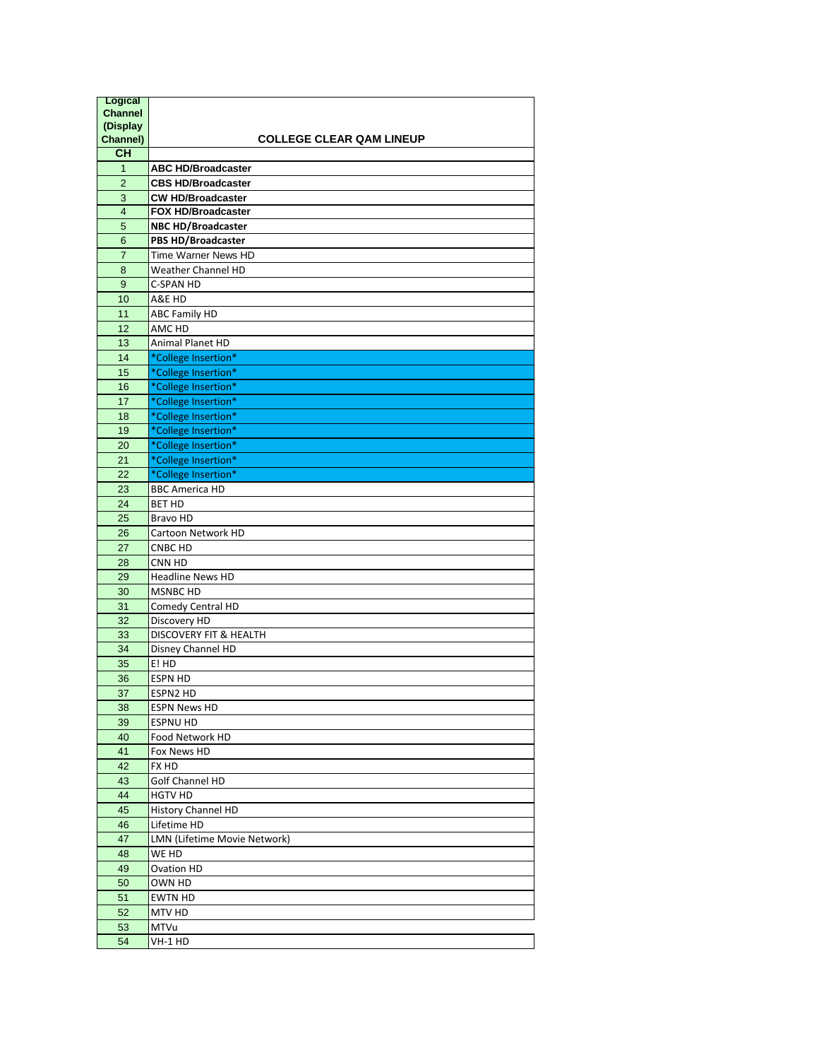| Logical Channel (Display Channel) | COLLEGE CLEAR QAM LINEUP |
|---|---|
| CH | |
| 1 | **ABC HD/Broadcaster** |
| 2 | **CBS HD/Broadcaster** |
| 3 | **CW HD/Broadcaster** |
| 4 | **FOX HD/Broadcaster** |
| 5 | **NBC HD/Broadcaster** |
| 6 | **PBS HD/Broadcaster** |
| 7 | Time Warner News HD |
| 8 | Weather Channel HD |
| 9 | C-SPAN HD |
| 10 | A&E HD |
| 11 | ABC Family HD |
| 12 | AMC HD |
| 13 | Animal Planet HD |
| 14 | *College Insertion* |
| 15 | *College Insertion* |
| 16 | *College Insertion* |
| 17 | *College Insertion* |
| 18 | *College Insertion* |
| 19 | *College Insertion* |
| 20 | *College Insertion* |
| 21 | *College Insertion* |
| 22 | *College Insertion* |
| 23 | BBC America HD |
| 24 | BET HD |
| 25 | Bravo HD |
| 26 | Cartoon Network HD |
| 27 | CNBC HD |
| 28 | CNN HD |
| 29 | Headline News HD |
| 30 | MSNBC HD |
| 31 | Comedy Central HD |
| 32 | Discovery HD |
| 33 | DISCOVERY FIT & HEALTH |
| 34 | Disney Channel HD |
| 35 | E! HD |
| 36 | ESPN HD |
| 37 | ESPN2 HD |
| 38 | ESPN News HD |
| 39 | ESPNU HD |
| 40 | Food Network HD |
| 41 | Fox News HD |
| 42 | FX HD |
| 43 | Golf Channel HD |
| 44 | HGTV HD |
| 45 | History Channel HD |
| 46 | Lifetime HD |
| 47 | LMN (Lifetime Movie Network) |
| 48 | WE HD |
| 49 | Ovation HD |
| 50 | OWN HD |
| 51 | EWTN HD |
| 52 | MTV HD |
| 53 | MTVu |
| 54 | VH-1 HD |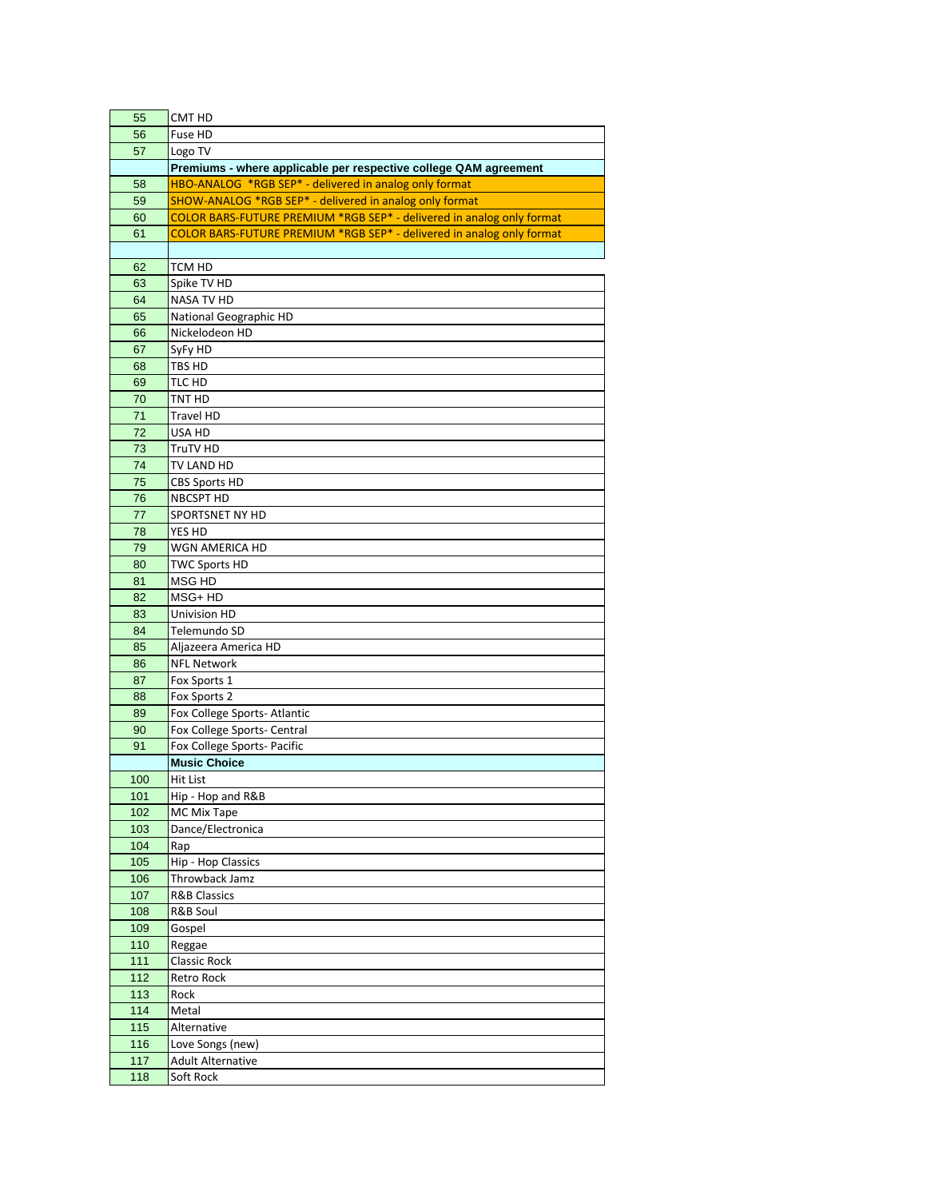| | |
|---|---|
| 55 | CMT HD |
| 56 | Fuse HD |
| 57 | Logo TV |
| | **Premiums - where applicable per respective college QAM agreement** |
| 58 | HBO-ANALOG *RGB SEP* - delivered in analog only format |
| 59 | SHOW-ANALOG *RGB SEP* - delivered in analog only format |
| 60 | COLOR BARS-FUTURE PREMIUM *RGB SEP* - delivered in analog only format |
| 61 | COLOR BARS-FUTURE PREMIUM *RGB SEP* - delivered in analog only format |
| | |
| 62 | TCM HD |
| 63 | Spike TV HD |
| 64 | NASA TV HD |
| 65 | National Geographic HD |
| 66 | Nickelodeon HD |
| 67 | SyFy HD |
| 68 | TBS HD |
| 69 | TLC HD |
| 70 | TNT HD |
| 71 | Travel HD |
| 72 | USA HD |
| 73 | TruTV HD |
| 74 | TV LAND HD |
| 75 | CBS Sports HD |
| 76 | NBCSPT HD |
| 77 | SPORTSNET NY HD |
| 78 | YES HD |
| 79 | WGN AMERICA HD |
| 80 | TWC Sports HD |
| 81 | MSG HD |
| 82 | MSG+ HD |
| 83 | Univision HD |
| 84 | Telemundo SD |
| 85 | Aljazeera America HD |
| 86 | NFL Network |
| 87 | Fox Sports 1 |
| 88 | Fox Sports 2 |
| 89 | Fox College Sports- Atlantic |
| 90 | Fox College Sports- Central |
| 91 | Fox College Sports- Pacific |
| | **Music Choice** |
| 100 | Hit List |
| 101 | Hip - Hop and R&B |
| 102 | MC Mix Tape |
| 103 | Dance/Electronica |
| 104 | Rap |
| 105 | Hip - Hop Classics |
| 106 | Throwback Jamz |
| 107 | R&B Classics |
| 108 | R&B Soul |
| 109 | Gospel |
| 110 | Reggae |
| 111 | Classic Rock |
| 112 | Retro Rock |
| 113 | Rock |
| 114 | Metal |
| 115 | Alternative |
| 116 | Love Songs (new) |
| 117 | Adult Alternative |
| 118 | Soft Rock |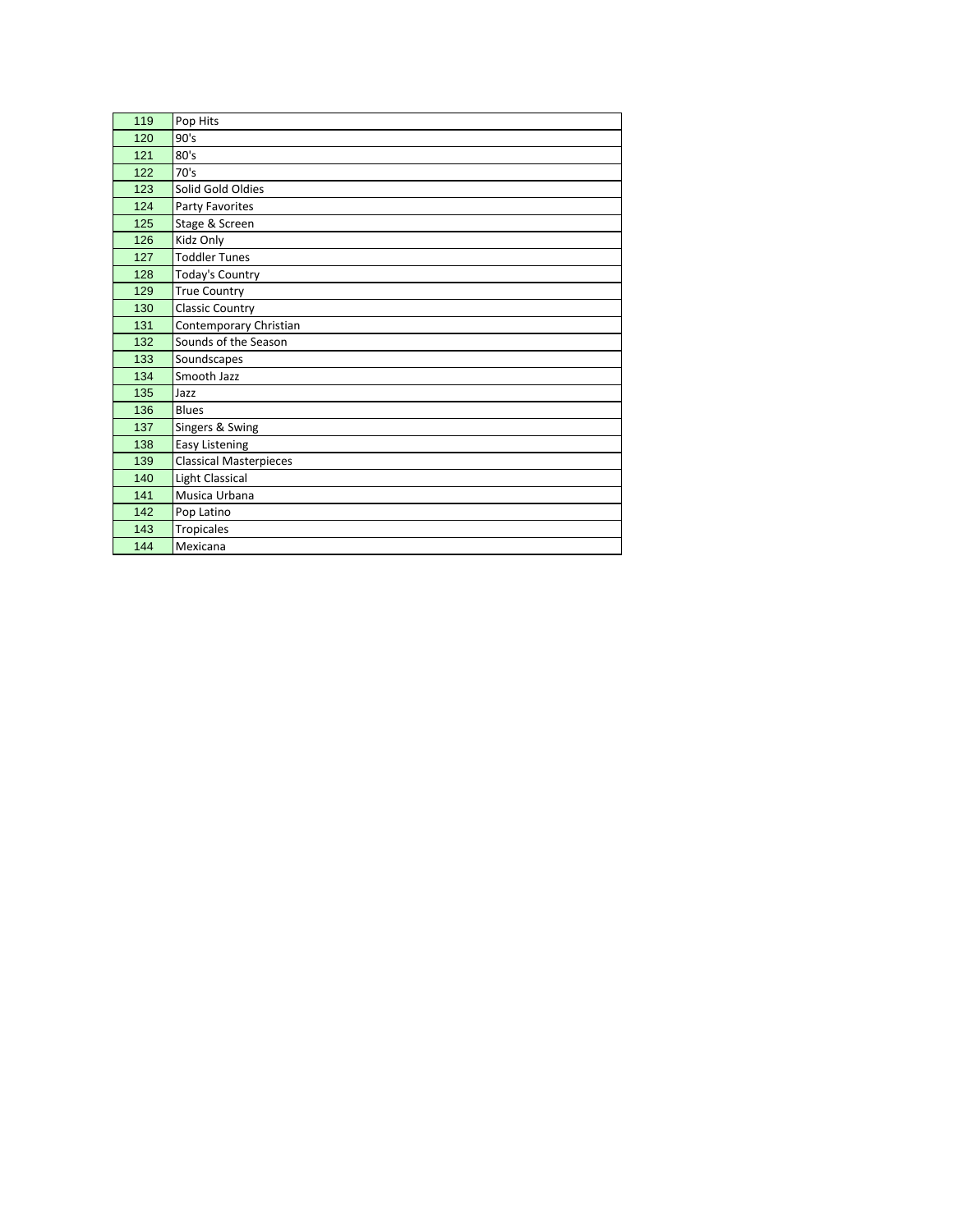| | |
|---|---|
| 119 | Pop Hits |
| 120 | 90's |
| 121 | 80's |
| 122 | 70's |
| 123 | Solid Gold Oldies |
| 124 | Party Favorites |
| 125 | Stage & Screen |
| 126 | Kidz Only |
| 127 | Toddler Tunes |
| 128 | Today's Country |
| 129 | True Country |
| 130 | Classic Country |
| 131 | Contemporary Christian |
| 132 | Sounds of the Season |
| 133 | Soundscapes |
| 134 | Smooth Jazz |
| 135 | Jazz |
| 136 | Blues |
| 137 | Singers & Swing |
| 138 | Easy Listening |
| 139 | Classical Masterpieces |
| 140 | Light Classical |
| 141 | Musica Urbana |
| 142 | Pop Latino |
| 143 | Tropicales |
| 144 | Mexicana |